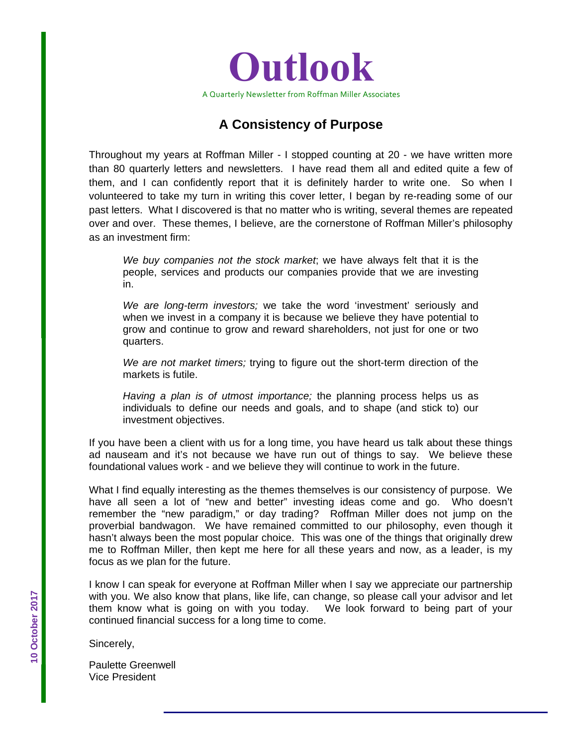# Outlook

A Quarterly Newsletter from Roffman Miller Associates

10 October 2017

## A Consistency of Purpose

Throughout my years at Roffman Miller - I stopped counting at 20 - we have written more than 80 quarterly letters and newsletters. I have read them all and edited quite a few of them, and I can confidently report that it is definitely harder to write one. So when I volunteered to take my turn in writing this cover letter, I began by re-reading some of our past letters. What I discovered is that no matter who is writing, several themes are repeated over and over. These themes, I believe, are the cornerstone of Roffman Miller's philosophy as an investment firm:

> *We buy companies not the stock market*; we have always felt that it is the people, services and products our companies provide that we are investing in.
>
> *We are long-term investors;* we take the word 'investment' seriously and when we invest in a company it is because we believe they have potential to grow and continue to grow and reward shareholders, not just for one or two quarters.
>
> *We are not market timers;* trying to figure out the short-term direction of the markets is futile.
>
> *Having a plan is of utmost importance;* the planning process helps us as individuals to define our needs and goals, and to shape (and stick to) our investment objectives.

If you have been a client with us for a long time, you have heard us talk about these things ad nauseam and it's not because we have run out of things to say. We believe these foundational values work - and we believe they will continue to work in the future.

What I find equally interesting as the themes themselves is our consistency of purpose. We have all seen a lot of "new and better" investing ideas come and go. Who doesn't remember the "new paradigm," or day trading? Roffman Miller does not jump on the proverbial bandwagon. We have remained committed to our philosophy, even though it hasn't always been the most popular choice. This was one of the things that originally drew me to Roffman Miller, then kept me here for all these years and now, as a leader, is my focus as we plan for the future.

I know I can speak for everyone at Roffman Miller when I say we appreciate our partnership with you. We also know that plans, like life, can change, so please call your advisor and let them know what is going on with you today. We look forward to being part of your continued financial success for a long time to come.

Sincerely,

Paulette Greenwell
Vice President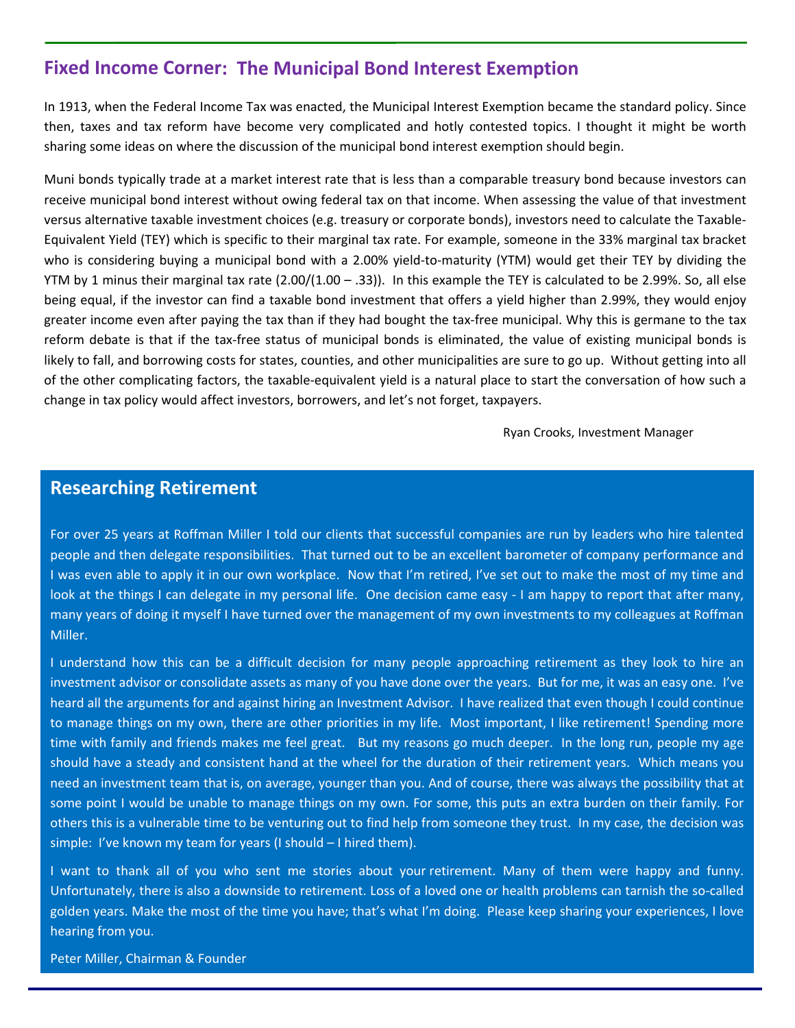## Fixed Income Corner: The Municipal Bond Interest Exemption

In 1913, when the Federal Income Tax was enacted, the Municipal Interest Exemption became the standard policy. Since then, taxes and tax reform have become very complicated and hotly contested topics. I thought it might be worth sharing some ideas on where the discussion of the municipal bond interest exemption should begin.

Muni bonds typically trade at a market interest rate that is less than a comparable treasury bond because investors can receive municipal bond interest without owing federal tax on that income. When assessing the value of that investment versus alternative taxable investment choices (e.g. treasury or corporate bonds), investors need to calculate the Taxable-Equivalent Yield (TEY) which is specific to their marginal tax rate. For example, someone in the 33% marginal tax bracket who is considering buying a municipal bond with a 2.00% yield-to-maturity (YTM) would get their TEY by dividing the YTM by 1 minus their marginal tax rate ($2.00/(1.00 - .33)$). In this example the TEY is calculated to be 2.99%. So, all else being equal, if the investor can find a taxable bond investment that offers a yield higher than 2.99%, they would enjoy greater income even after paying the tax than if they had bought the tax-free municipal. Why this is germane to the tax reform debate is that if the tax-free status of municipal bonds is eliminated, the value of existing municipal bonds is likely to fall, and borrowing costs for states, counties, and other municipalities are sure to go up. Without getting into all of the other complicating factors, the taxable-equivalent yield is a natural place to start the conversation of how such a change in tax policy would affect investors, borrowers, and let's not forget, taxpayers.

Ryan Crooks, Investment Manager

## Researching Retirement

For over 25 years at Roffman Miller I told our clients that successful companies are run by leaders who hire talented people and then delegate responsibilities. That turned out to be an excellent barometer of company performance and I was even able to apply it in our own workplace. Now that I'm retired, I've set out to make the most of my time and look at the things I can delegate in my personal life. One decision came easy - I am happy to report that after many, many years of doing it myself I have turned over the management of my own investments to my colleagues at Roffman Miller.

I understand how this can be a difficult decision for many people approaching retirement as they look to hire an investment advisor or consolidate assets as many of you have done over the years. But for me, it was an easy one. I've heard all the arguments for and against hiring an Investment Advisor. I have realized that even though I could continue to manage things on my own, there are other priorities in my life. Most important, I like retirement! Spending more time with family and friends makes me feel great. But my reasons go much deeper. In the long run, people my age should have a steady and consistent hand at the wheel for the duration of their retirement years. Which means you need an investment team that is, on average, younger than you. And of course, there was always the possibility that at some point I would be unable to manage things on my own. For some, this puts an extra burden on their family. For others this is a vulnerable time to be venturing out to find help from someone they trust. In my case, the decision was simple: I've known my team for years (I should – I hired them).

I want to thank all of you who sent me stories about your retirement. Many of them were happy and funny. Unfortunately, there is also a downside to retirement. Loss of a loved one or health problems can tarnish the so-called golden years. Make the most of the time you have; that's what I'm doing. Please keep sharing your experiences, I love hearing from you.

Peter Miller, Chairman & Founder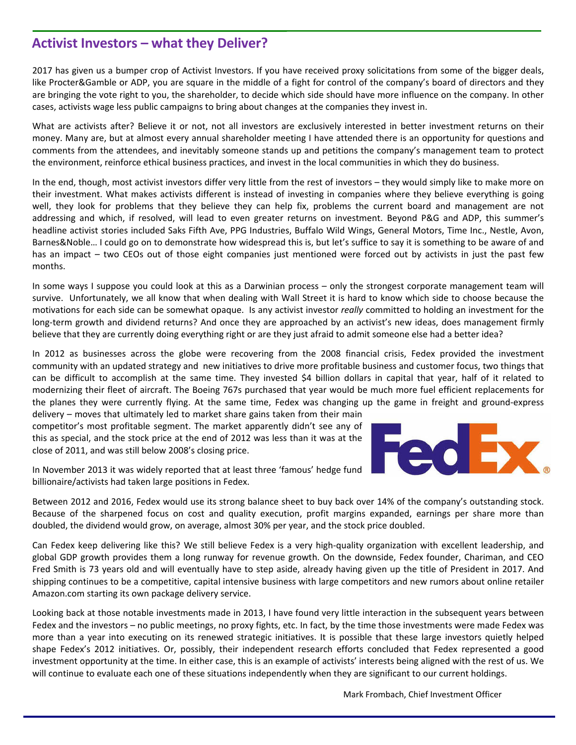## Activist Investors – what they Deliver?

2017 has given us a bumper crop of Activist Investors. If you have received proxy solicitations from some of the bigger deals, like Procter&Gamble or ADP, you are square in the middle of a fight for control of the company's board of directors and they are bringing the vote right to you, the shareholder, to decide which side should have more influence on the company. In other cases, activists wage less public campaigns to bring about changes at the companies they invest in.

What are activists after? Believe it or not, not all investors are exclusively interested in better investment returns on their money. Many are, but at almost every annual shareholder meeting I have attended there is an opportunity for questions and comments from the attendees, and inevitably someone stands up and petitions the company's management team to protect the environment, reinforce ethical business practices, and invest in the local communities in which they do business.

In the end, though, most activist investors differ very little from the rest of investors – they would simply like to make more on their investment. What makes activists different is instead of investing in companies where they believe everything is going well, they look for problems that they believe they can help fix, problems the current board and management are not addressing and which, if resolved, will lead to even greater returns on investment. Beyond P&G and ADP, this summer's headline activist stories included Saks Fifth Ave, PPG Industries, Buffalo Wild Wings, General Motors, Time Inc., Nestle, Avon, Barnes&Noble… I could go on to demonstrate how widespread this is, but let's suffice to say it is something to be aware of and has an impact – two CEOs out of those eight companies just mentioned were forced out by activists in just the past few months.

In some ways I suppose you could look at this as a Darwinian process – only the strongest corporate management team will survive. Unfortunately, we all know that when dealing with Wall Street it is hard to know which side to choose because the motivations for each side can be somewhat opaque. Is any activist investor *really* committed to holding an investment for the long-term growth and dividend returns? And once they are approached by an activist's new ideas, does management firmly believe that they are currently doing everything right or are they just afraid to admit someone else had a better idea?

In 2012 as businesses across the globe were recovering from the 2008 financial crisis, Fedex provided the investment community with an updated strategy and new initiatives to drive more profitable business and customer focus, two things that can be difficult to accomplish at the same time. They invested $4 billion dollars in capital that year, half of it related to modernizing their fleet of aircraft. The Boeing 767s purchased that year would be much more fuel efficient replacements for the planes they were currently flying. At the same time, Fedex was changing up the game in freight and ground-express delivery – moves that ultimately led to market share gains taken from their main competitor's most profitable segment. The market apparently didn't see any of this as special, and the stock price at the end of 2012 was less than it was at the close of 2011, and was still below 2008's closing price.

In November 2013 it was widely reported that at least three 'famous' hedge fund billionaire/activists had taken large positions in Fedex.

Between 2012 and 2016, Fedex would use its strong balance sheet to buy back over 14% of the company's outstanding stock. Because of the sharpened focus on cost and quality execution, profit margins expanded, earnings per share more than doubled, the dividend would grow, on average, almost 30% per year, and the stock price doubled.

Can Fedex keep delivering like this? We still believe Fedex is a very high-quality organization with excellent leadership, and global GDP growth provides them a long runway for revenue growth. On the downside, Fedex founder, Chariman, and CEO Fred Smith is 73 years old and will eventually have to step aside, already having given up the title of President in 2017. And shipping continues to be a competitive, capital intensive business with large competitors and new rumors about online retailer Amazon.com starting its own package delivery service.

Looking back at those notable investments made in 2013, I have found very little interaction in the subsequent years between Fedex and the investors – no public meetings, no proxy fights, etc. In fact, by the time those investments were made Fedex was more than a year into executing on its renewed strategic initiatives. It is possible that these large investors quietly helped shape Fedex's 2012 initiatives. Or, possibly, their independent research efforts concluded that Fedex represented a good investment opportunity at the time. In either case, this is an example of activists' interests being aligned with the rest of us. We will continue to evaluate each one of these situations independently when they are significant to our current holdings.

Mark Frombach, Chief Investment Officer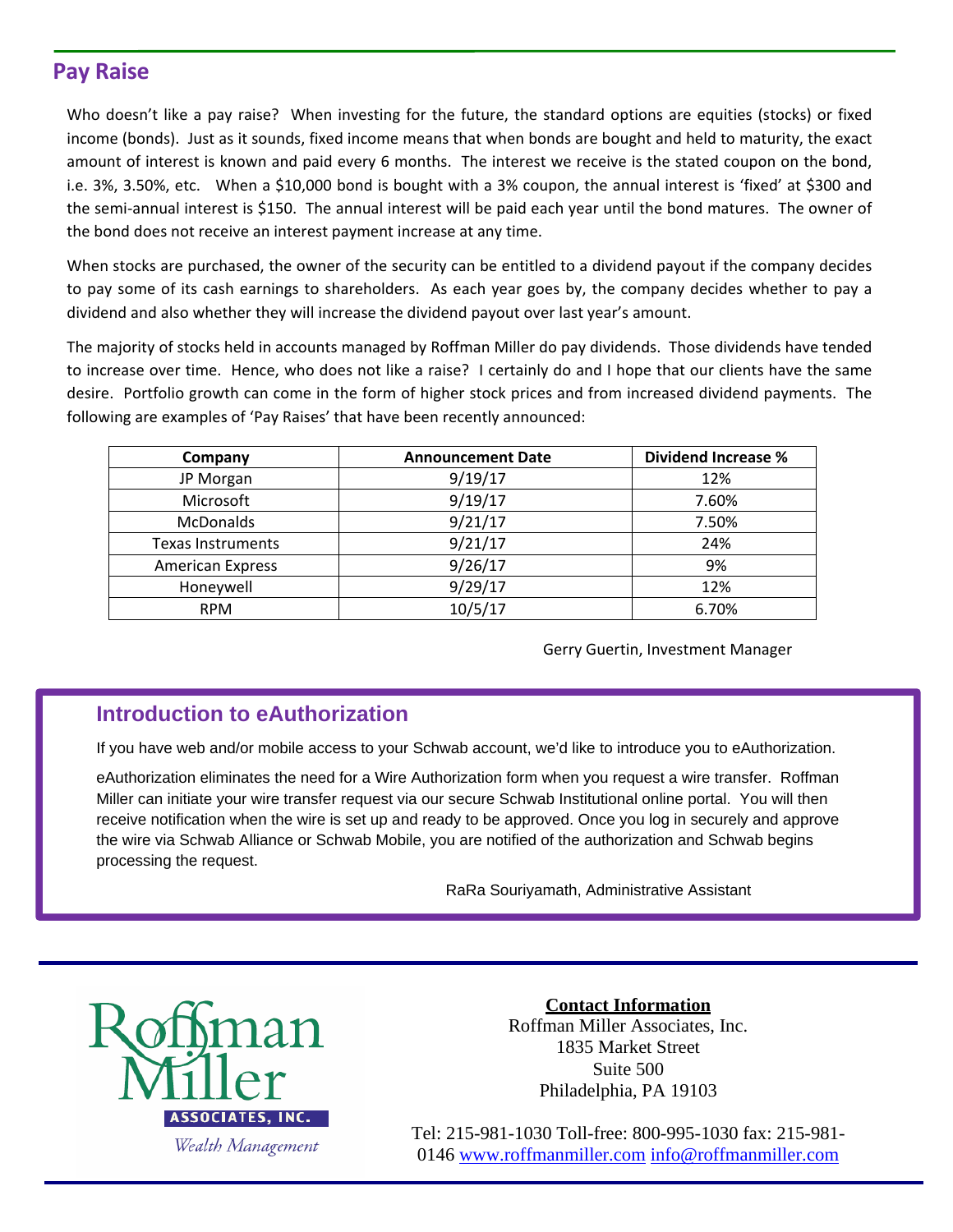## Pay Raise

Who doesn't like a pay raise? When investing for the future, the standard options are equities (stocks) or fixed income (bonds). Just as it sounds, fixed income means that when bonds are bought and held to maturity, the exact amount of interest is known and paid every 6 months. The interest we receive is the stated coupon on the bond, i.e. 3%, 3.50%, etc. When a $10,000 bond is bought with a 3% coupon, the annual interest is 'fixed' at $300 and the semi-annual interest is $150. The annual interest will be paid each year until the bond matures. The owner of the bond does not receive an interest payment increase at any time.

When stocks are purchased, the owner of the security can be entitled to a dividend payout if the company decides to pay some of its cash earnings to shareholders. As each year goes by, the company decides whether to pay a dividend and also whether they will increase the dividend payout over last year's amount.

The majority of stocks held in accounts managed by Roffman Miller do pay dividends. Those dividends have tended to increase over time. Hence, who does not like a raise? I certainly do and I hope that our clients have the same desire. Portfolio growth can come in the form of higher stock prices and from increased dividend payments. The following are examples of 'Pay Raises' that have been recently announced:

| Company | Announcement Date | Dividend Increase % |
|---|---|---|
| JP Morgan | 9/19/17 | 12% |
| Microsoft | 9/19/17 | 7.60% |
| McDonalds | 9/21/17 | 7.50% |
| Texas Instruments | 9/21/17 | 24% |
| American Express | 9/26/17 | 9% |
| Honeywell | 9/29/17 | 12% |
| RPM | 10/5/17 | 6.70% |

Gerry Guertin, Investment Manager

## Introduction to eAuthorization

If you have web and/or mobile access to your Schwab account, we'd like to introduce you to eAuthorization.

eAuthorization eliminates the need for a Wire Authorization form when you request a wire transfer. Roffman Miller can initiate your wire transfer request via our secure Schwab Institutional online portal. You will then receive notification when the wire is set up and ready to be approved. Once you log in securely and approve the wire via Schwab Alliance or Schwab Mobile, you are notified of the authorization and Schwab begins processing the request.

RaRa Souriyamath, Administrative Assistant

Roffman Miller
ASSOCIATES, INC.
*Wealth Management*

**Contact Information**

Roffman Miller Associates, Inc.
1835 Market Street
Suite 500
Philadelphia, PA 19103

Tel: 215-981-1030 Toll-free: 800-995-1030 fax: 215-981-0146 www.roffmanmiller.com info@roffmanmiller.com